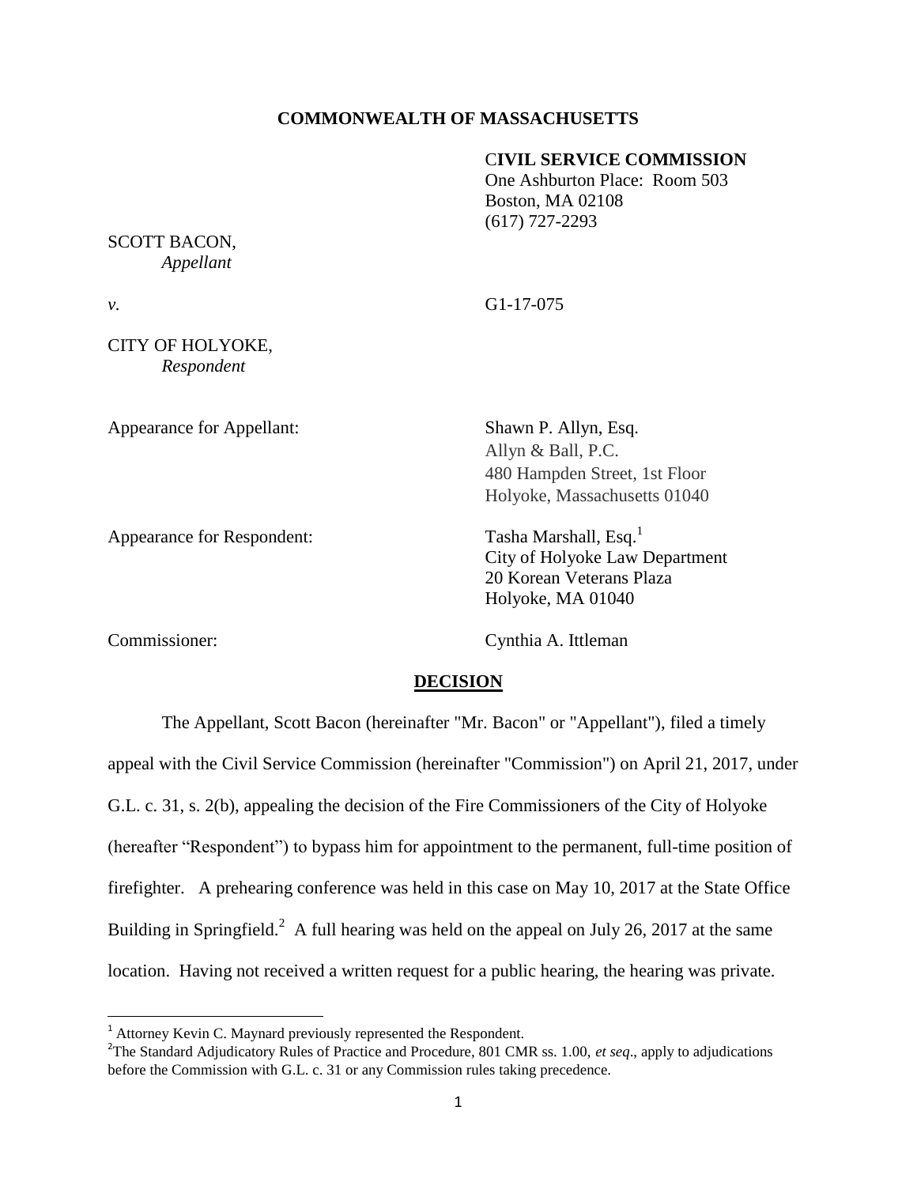**COMMONWEALTH OF MASSACHUSETTS**

**CIVIL SERVICE COMMISSION**
One Ashburton Place: Room 503
Boston, MA 02108
(617) 727-2293

SCOTT BACON,
*Appellant*

*v.* G1-17-075

CITY OF HOLYOKE,
*Respondent*

Appearance for Appellant: Shawn P. Allyn, Esq.
Allyn & Ball, P.C.
480 Hampden Street, 1st Floor
Holyoke, Massachusetts 01040

Appearance for Respondent: Tasha Marshall, Esq.[1]
City of Holyoke Law Department
20 Korean Veterans Plaza
Holyoke, MA 01040

Commissioner: Cynthia A. Ittleman

**DECISION**

The Appellant, Scott Bacon (hereinafter "Mr. Bacon" or "Appellant"), filed a timely appeal with the Civil Service Commission (hereinafter "Commission") on April 21, 2017, under G.L. c. 31, s. 2(b), appealing the decision of the Fire Commissioners of the City of Holyoke (hereafter "Respondent") to bypass him for appointment to the permanent, full-time position of firefighter. A prehearing conference was held in this case on May 10, 2017 at the State Office Building in Springfield.[2] A full hearing was held on the appeal on July 26, 2017 at the same location. Having not received a written request for a public hearing, the hearing was private.

[1] Attorney Kevin C. Maynard previously represented the Respondent.

[2] The Standard Adjudicatory Rules of Practice and Procedure, 801 CMR ss. 1.00, *et seq*., apply to adjudications before the Commission with G.L. c. 31 or any Commission rules taking precedence.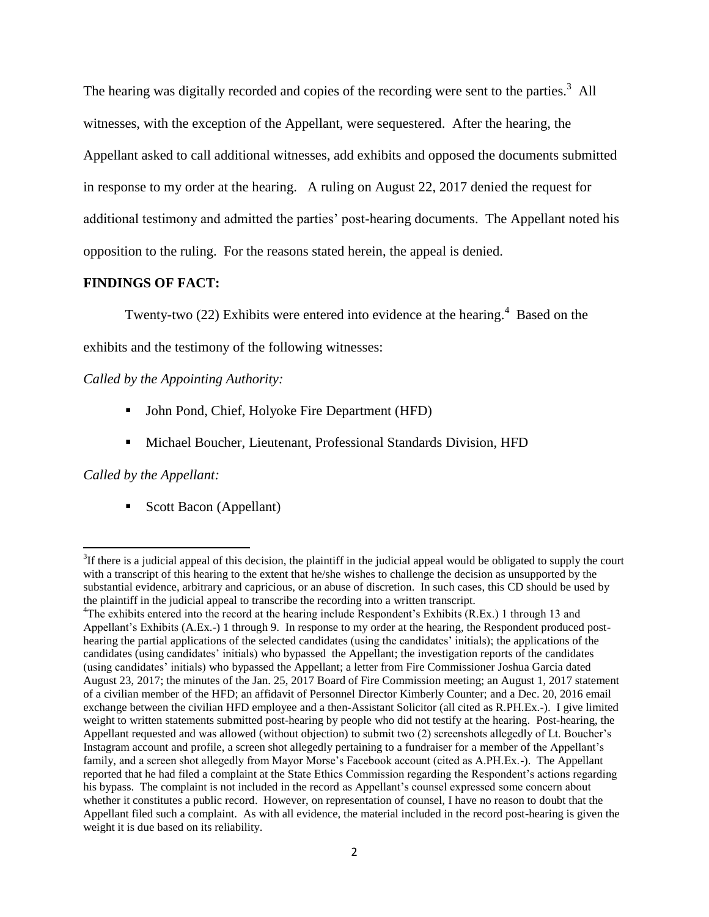The hearing was digitally recorded and copies of the recording were sent to the parties.[3] All witnesses, with the exception of the Appellant, were sequestered. After the hearing, the Appellant asked to call additional witnesses, add exhibits and opposed the documents submitted in response to my order at the hearing. A ruling on August 22, 2017 denied the request for additional testimony and admitted the parties' post-hearing documents. The Appellant noted his opposition to the ruling. For the reasons stated herein, the appeal is denied.

**FINDINGS OF FACT:**

Twenty-two (22) Exhibits were entered into evidence at the hearing.[4] Based on the exhibits and the testimony of the following witnesses:

*Called by the Appointing Authority:*

- John Pond, Chief, Holyoke Fire Department (HFD)
- Michael Boucher, Lieutenant, Professional Standards Division, HFD

*Called by the Appellant:*

- Scott Bacon (Appellant)

---

[3]If there is a judicial appeal of this decision, the plaintiff in the judicial appeal would be obligated to supply the court with a transcript of this hearing to the extent that he/she wishes to challenge the decision as unsupported by the substantial evidence, arbitrary and capricious, or an abuse of discretion. In such cases, this CD should be used by the plaintiff in the judicial appeal to transcribe the recording into a written transcript.

[4]The exhibits entered into the record at the hearing include Respondent's Exhibits (R.Ex.) 1 through 13 and Appellant's Exhibits (A.Ex.-) 1 through 9. In response to my order at the hearing, the Respondent produced post-hearing the partial applications of the selected candidates (using the candidates' initials); the applications of the candidates (using candidates' initials) who bypassed the Appellant; the investigation reports of the candidates (using candidates' initials) who bypassed the Appellant; a letter from Fire Commissioner Joshua Garcia dated August 23, 2017; the minutes of the Jan. 25, 2017 Board of Fire Commission meeting; an August 1, 2017 statement of a civilian member of the HFD; an affidavit of Personnel Director Kimberly Counter; and a Dec. 20, 2016 email exchange between the civilian HFD employee and a then-Assistant Solicitor (all cited as R.PH.Ex.-). I give limited weight to written statements submitted post-hearing by people who did not testify at the hearing. Post-hearing, the Appellant requested and was allowed (without objection) to submit two (2) screenshots allegedly of Lt. Boucher's Instagram account and profile, a screen shot allegedly pertaining to a fundraiser for a member of the Appellant's family, and a screen shot allegedly from Mayor Morse's Facebook account (cited as A.PH.Ex.-). The Appellant reported that he had filed a complaint at the State Ethics Commission regarding the Respondent's actions regarding his bypass. The complaint is not included in the record as Appellant's counsel expressed some concern about whether it constitutes a public record. However, on representation of counsel, I have no reason to doubt that the Appellant filed such a complaint. As with all evidence, the material included in the record post-hearing is given the weight it is due based on its reliability.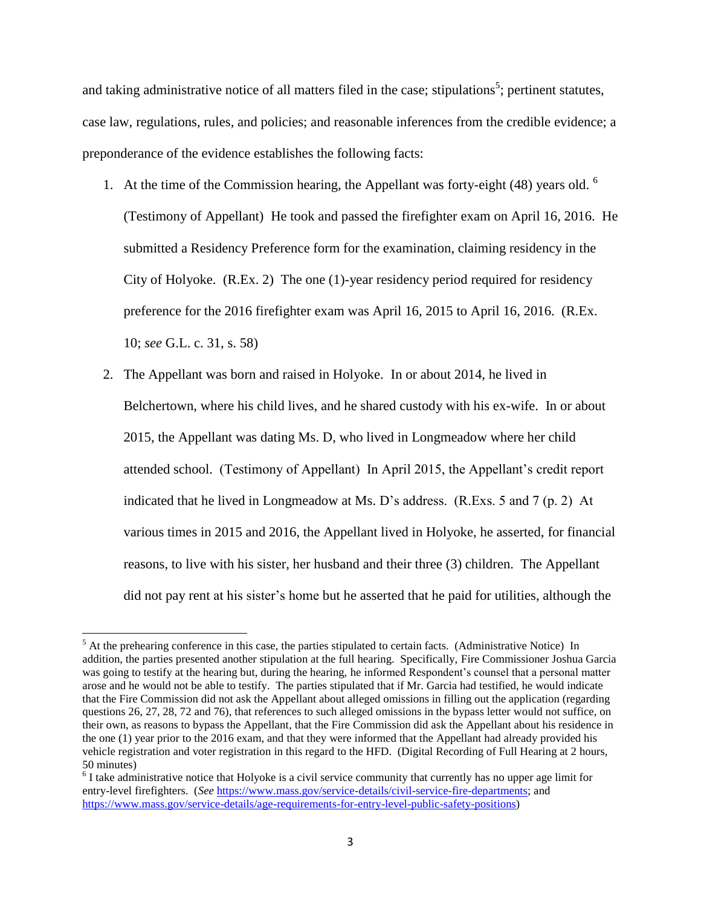and taking administrative notice of all matters filed in the case; stipulations[5]; pertinent statutes, case law, regulations, rules, and policies; and reasonable inferences from the credible evidence; a preponderance of the evidence establishes the following facts:

1. At the time of the Commission hearing, the Appellant was forty-eight (48) years old. [6] (Testimony of Appellant) He took and passed the firefighter exam on April 16, 2016. He submitted a Residency Preference form for the examination, claiming residency in the City of Holyoke. (R.Ex. 2) The one (1)-year residency period required for residency preference for the 2016 firefighter exam was April 16, 2015 to April 16, 2016. (R.Ex. 10; *see* G.L. c. 31, s. 58)
2. The Appellant was born and raised in Holyoke. In or about 2014, he lived in Belchertown, where his child lives, and he shared custody with his ex-wife. In or about 2015, the Appellant was dating Ms. D, who lived in Longmeadow where her child attended school. (Testimony of Appellant) In April 2015, the Appellant's credit report indicated that he lived in Longmeadow at Ms. D's address. (R.Exs. 5 and 7 (p. 2) At various times in 2015 and 2016, the Appellant lived in Holyoke, he asserted, for financial reasons, to live with his sister, her husband and their three (3) children. The Appellant did not pay rent at his sister's home but he asserted that he paid for utilities, although the

---

[5] At the prehearing conference in this case, the parties stipulated to certain facts. (Administrative Notice) In addition, the parties presented another stipulation at the full hearing. Specifically, Fire Commissioner Joshua Garcia was going to testify at the hearing but, during the hearing, he informed Respondent's counsel that a personal matter arose and he would not be able to testify. The parties stipulated that if Mr. Garcia had testified, he would indicate that the Fire Commission did not ask the Appellant about alleged omissions in filling out the application (regarding questions 26, 27, 28, 72 and 76), that references to such alleged omissions in the bypass letter would not suffice, on their own, as reasons to bypass the Appellant, that the Fire Commission did ask the Appellant about his residence in the one (1) year prior to the 2016 exam, and that they were informed that the Appellant had already provided his vehicle registration and voter registration in this regard to the HFD. (Digital Recording of Full Hearing at 2 hours, 50 minutes)

[6] I take administrative notice that Holyoke is a civil service community that currently has no upper age limit for entry-level firefighters. (*See* https://www.mass.gov/service-details/civil-service-fire-departments; and https://www.mass.gov/service-details/age-requirements-for-entry-level-public-safety-positions)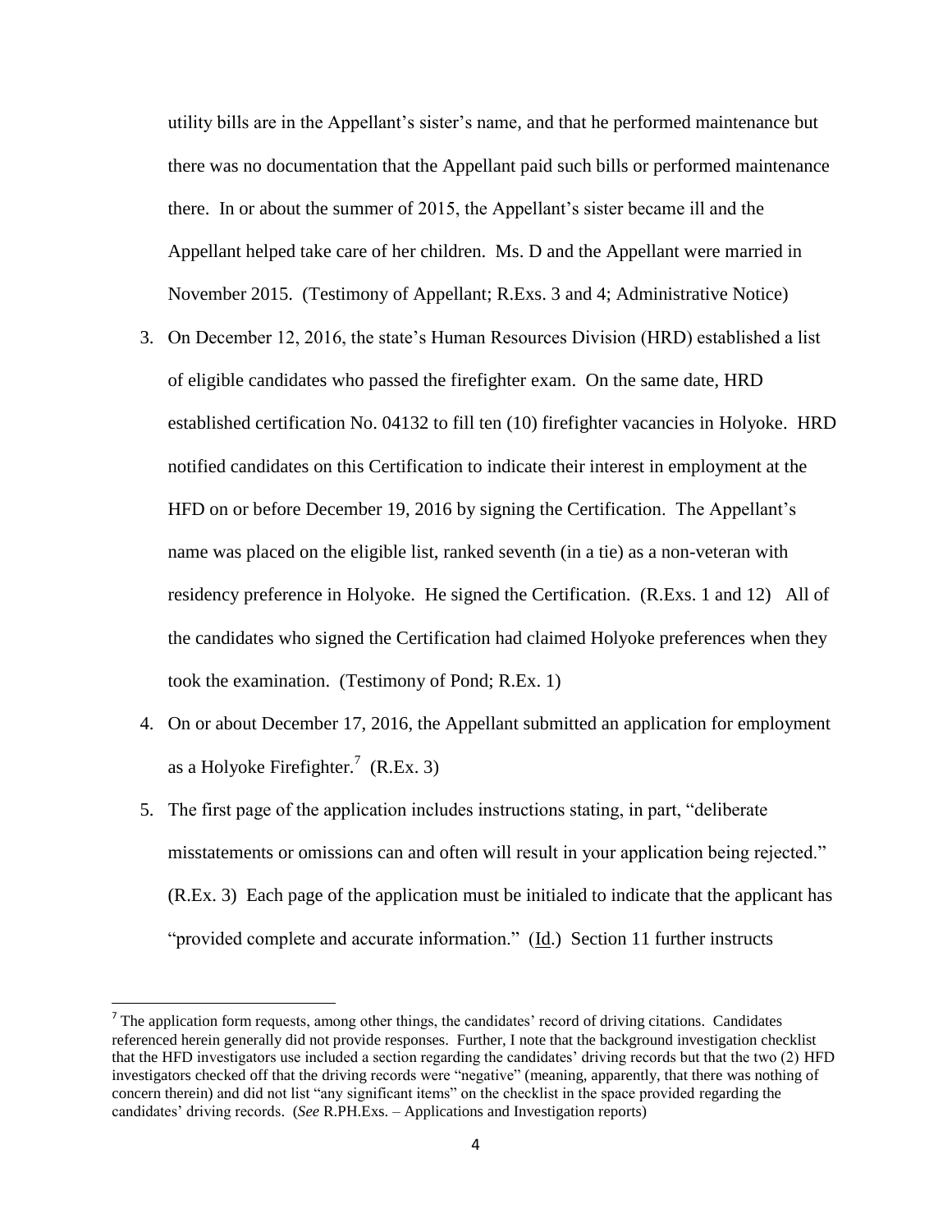utility bills are in the Appellant's sister's name, and that he performed maintenance but there was no documentation that the Appellant paid such bills or performed maintenance there. In or about the summer of 2015, the Appellant's sister became ill and the Appellant helped take care of her children. Ms. D and the Appellant were married in November 2015. (Testimony of Appellant; R.Exs. 3 and 4; Administrative Notice)

3. On December 12, 2016, the state's Human Resources Division (HRD) established a list of eligible candidates who passed the firefighter exam. On the same date, HRD established certification No. 04132 to fill ten (10) firefighter vacancies in Holyoke. HRD notified candidates on this Certification to indicate their interest in employment at the HFD on or before December 19, 2016 by signing the Certification. The Appellant's name was placed on the eligible list, ranked seventh (in a tie) as a non-veteran with residency preference in Holyoke. He signed the Certification. (R.Exs. 1 and 12) All of the candidates who signed the Certification had claimed Holyoke preferences when they took the examination. (Testimony of Pond; R.Ex. 1)

4. On or about December 17, 2016, the Appellant submitted an application for employment as a Holyoke Firefighter.[7] (R.Ex. 3)

5. The first page of the application includes instructions stating, in part, "deliberate misstatements or omissions can and often will result in your application being rejected." (R.Ex. 3) Each page of the application must be initialed to indicate that the applicant has "provided complete and accurate information." (Id.) Section 11 further instructs

---

[7] The application form requests, among other things, the candidates' record of driving citations. Candidates referenced herein generally did not provide responses. Further, I note that the background investigation checklist that the HFD investigators use included a section regarding the candidates' driving records but that the two (2) HFD investigators checked off that the driving records were "negative" (meaning, apparently, that there was nothing of concern therein) and did not list "any significant items" on the checklist in the space provided regarding the candidates' driving records. (*See* R.PH.Exs. – Applications and Investigation reports)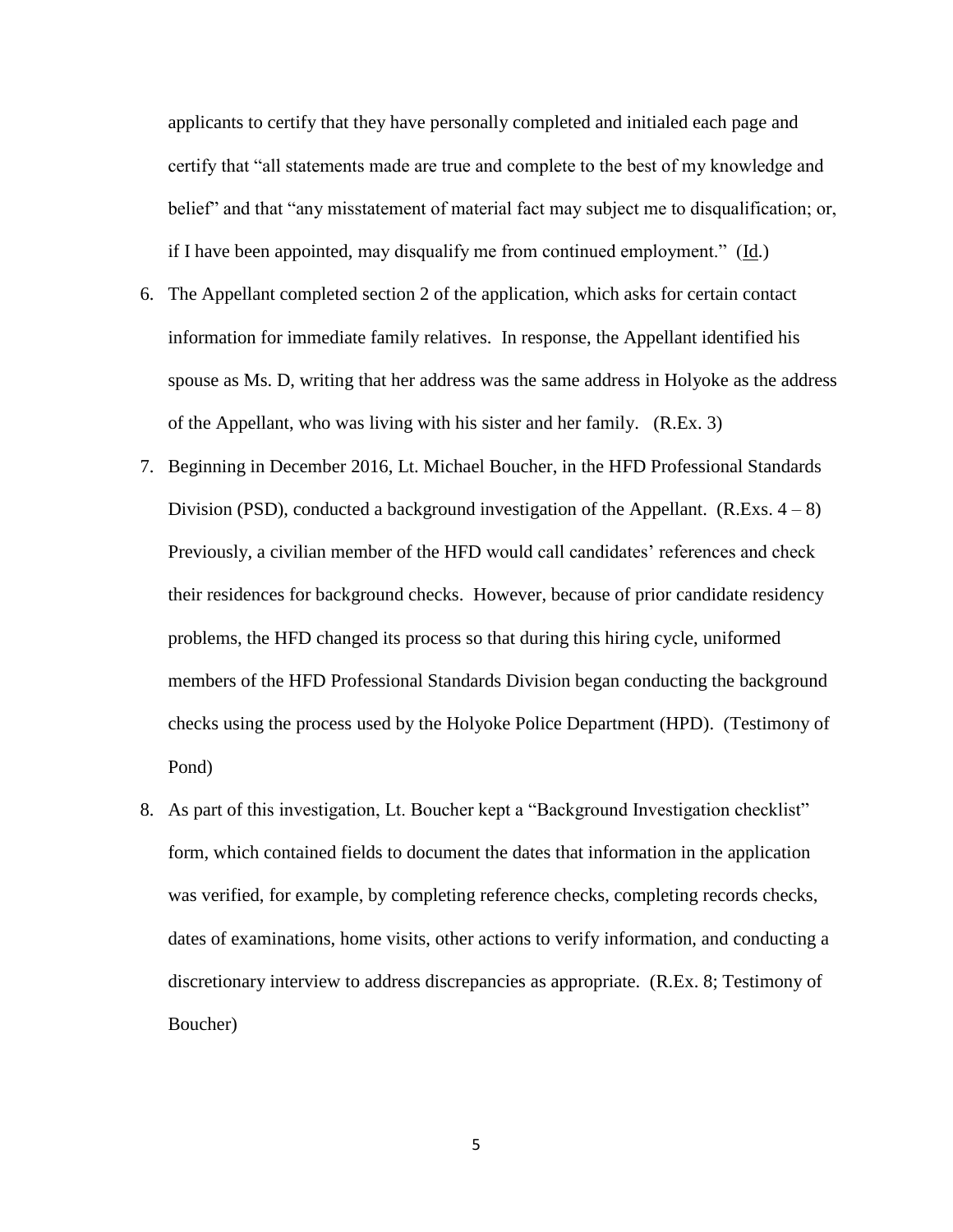applicants to certify that they have personally completed and initialed each page and certify that "all statements made are true and complete to the best of my knowledge and belief" and that "any misstatement of material fact may subject me to disqualification; or, if I have been appointed, may disqualify me from continued employment." (Id.)

6. The Appellant completed section 2 of the application, which asks for certain contact information for immediate family relatives. In response, the Appellant identified his spouse as Ms. D, writing that her address was the same address in Holyoke as the address of the Appellant, who was living with his sister and her family. (R.Ex. 3)
7. Beginning in December 2016, Lt. Michael Boucher, in the HFD Professional Standards Division (PSD), conducted a background investigation of the Appellant. (R.Exs. 4 – 8) Previously, a civilian member of the HFD would call candidates' references and check their residences for background checks. However, because of prior candidate residency problems, the HFD changed its process so that during this hiring cycle, uniformed members of the HFD Professional Standards Division began conducting the background checks using the process used by the Holyoke Police Department (HPD). (Testimony of Pond)
8. As part of this investigation, Lt. Boucher kept a "Background Investigation checklist" form, which contained fields to document the dates that information in the application was verified, for example, by completing reference checks, completing records checks, dates of examinations, home visits, other actions to verify information, and conducting a discretionary interview to address discrepancies as appropriate. (R.Ex. 8; Testimony of Boucher)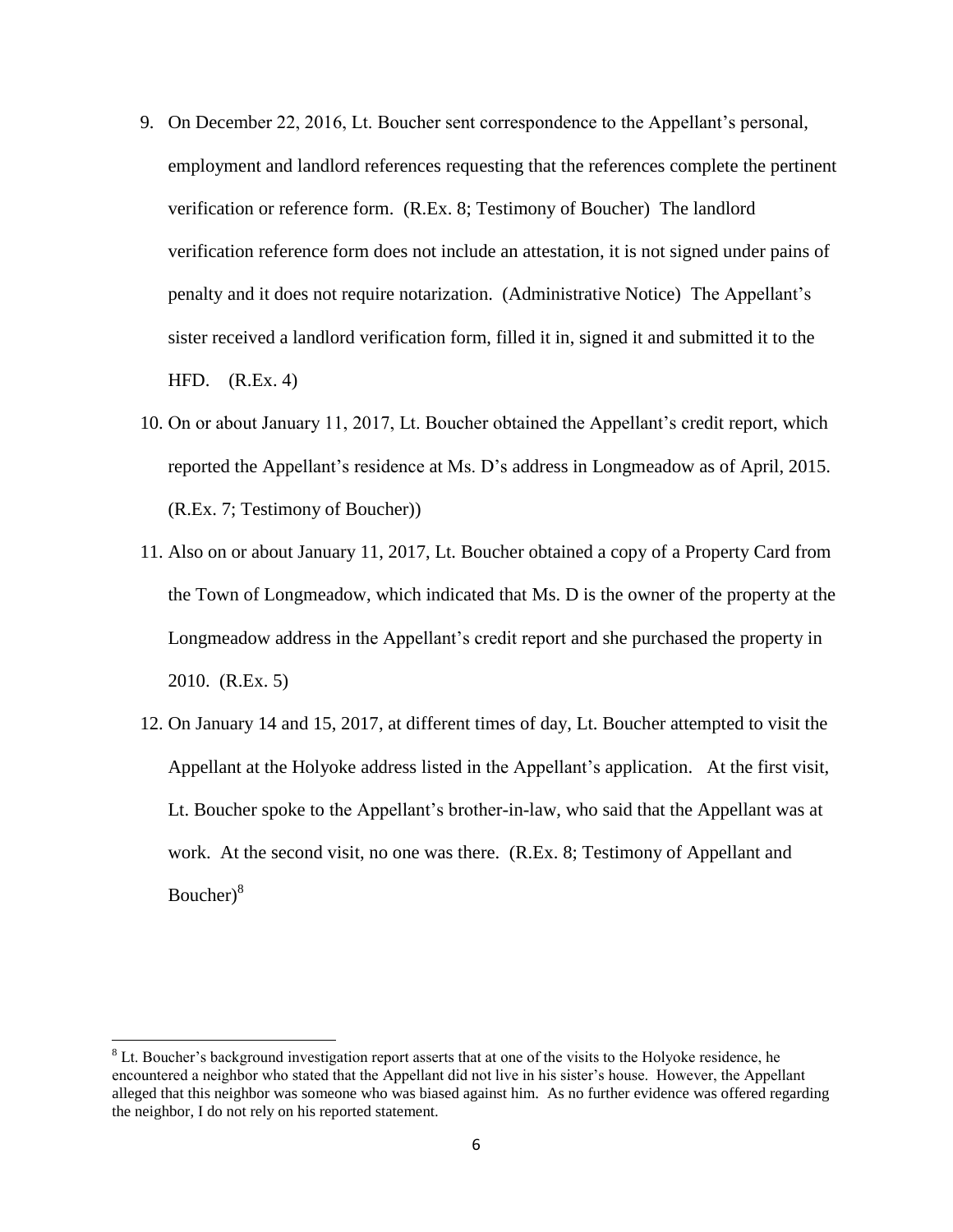9. On December 22, 2016, Lt. Boucher sent correspondence to the Appellant's personal, employment and landlord references requesting that the references complete the pertinent verification or reference form. (R.Ex. 8; Testimony of Boucher) The landlord verification reference form does not include an attestation, it is not signed under pains of penalty and it does not require notarization. (Administrative Notice) The Appellant's sister received a landlord verification form, filled it in, signed it and submitted it to the HFD. (R.Ex. 4)

10. On or about January 11, 2017, Lt. Boucher obtained the Appellant's credit report, which reported the Appellant's residence at Ms. D's address in Longmeadow as of April, 2015. (R.Ex. 7; Testimony of Boucher))

11. Also on or about January 11, 2017, Lt. Boucher obtained a copy of a Property Card from the Town of Longmeadow, which indicated that Ms. D is the owner of the property at the Longmeadow address in the Appellant's credit report and she purchased the property in 2010. (R.Ex. 5)

12. On January 14 and 15, 2017, at different times of day, Lt. Boucher attempted to visit the Appellant at the Holyoke address listed in the Appellant's application. At the first visit, Lt. Boucher spoke to the Appellant's brother-in-law, who said that the Appellant was at work. At the second visit, no one was there. (R.Ex. 8; Testimony of Appellant and Boucher)[8]

---

[8] Lt. Boucher's background investigation report asserts that at one of the visits to the Holyoke residence, he encountered a neighbor who stated that the Appellant did not live in his sister's house. However, the Appellant alleged that this neighbor was someone who was biased against him. As no further evidence was offered regarding the neighbor, I do not rely on his reported statement.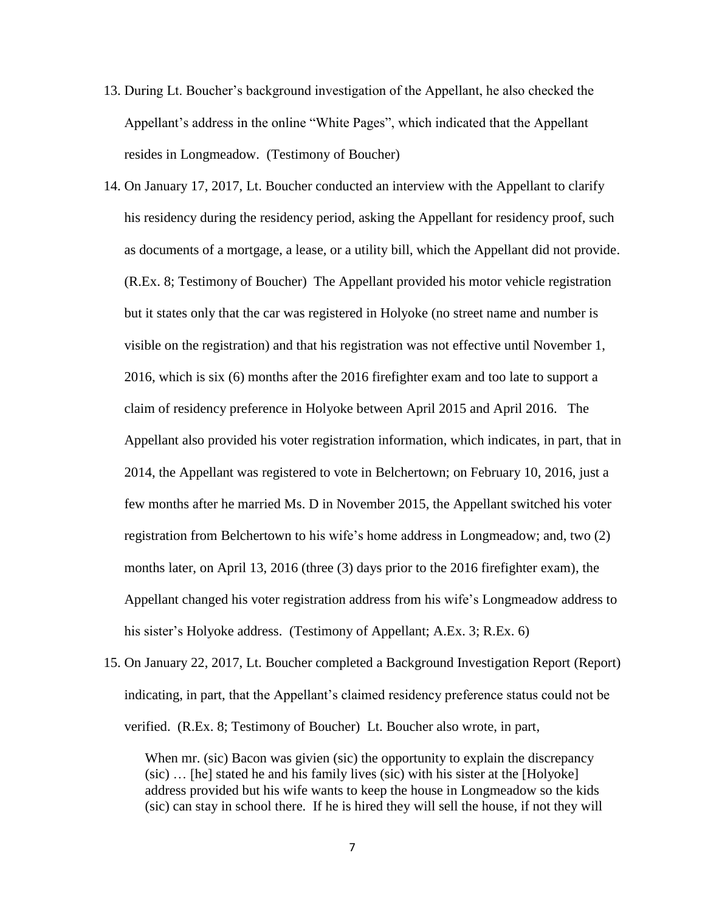13. During Lt. Boucher's background investigation of the Appellant, he also checked the Appellant's address in the online "White Pages", which indicated that the Appellant resides in Longmeadow. (Testimony of Boucher)
14. On January 17, 2017, Lt. Boucher conducted an interview with the Appellant to clarify his residency during the residency period, asking the Appellant for residency proof, such as documents of a mortgage, a lease, or a utility bill, which the Appellant did not provide. (R.Ex. 8; Testimony of Boucher) The Appellant provided his motor vehicle registration but it states only that the car was registered in Holyoke (no street name and number is visible on the registration) and that his registration was not effective until November 1, 2016, which is six (6) months after the 2016 firefighter exam and too late to support a claim of residency preference in Holyoke between April 2015 and April 2016. The Appellant also provided his voter registration information, which indicates, in part, that in 2014, the Appellant was registered to vote in Belchertown; on February 10, 2016, just a few months after he married Ms. D in November 2015, the Appellant switched his voter registration from Belchertown to his wife's home address in Longmeadow; and, two (2) months later, on April 13, 2016 (three (3) days prior to the 2016 firefighter exam), the Appellant changed his voter registration address from his wife's Longmeadow address to his sister's Holyoke address. (Testimony of Appellant; A.Ex. 3; R.Ex. 6)
15. On January 22, 2017, Lt. Boucher completed a Background Investigation Report (Report) indicating, in part, that the Appellant's claimed residency preference status could not be verified. (R.Ex. 8; Testimony of Boucher) Lt. Boucher also wrote, in part,

   When mr. (sic) Bacon was givien (sic) the opportunity to explain the discrepancy (sic) … [he] stated he and his family lives (sic) with his sister at the [Holyoke] address provided but his wife wants to keep the house in Longmeadow so the kids (sic) can stay in school there. If he is hired they will sell the house, if not they will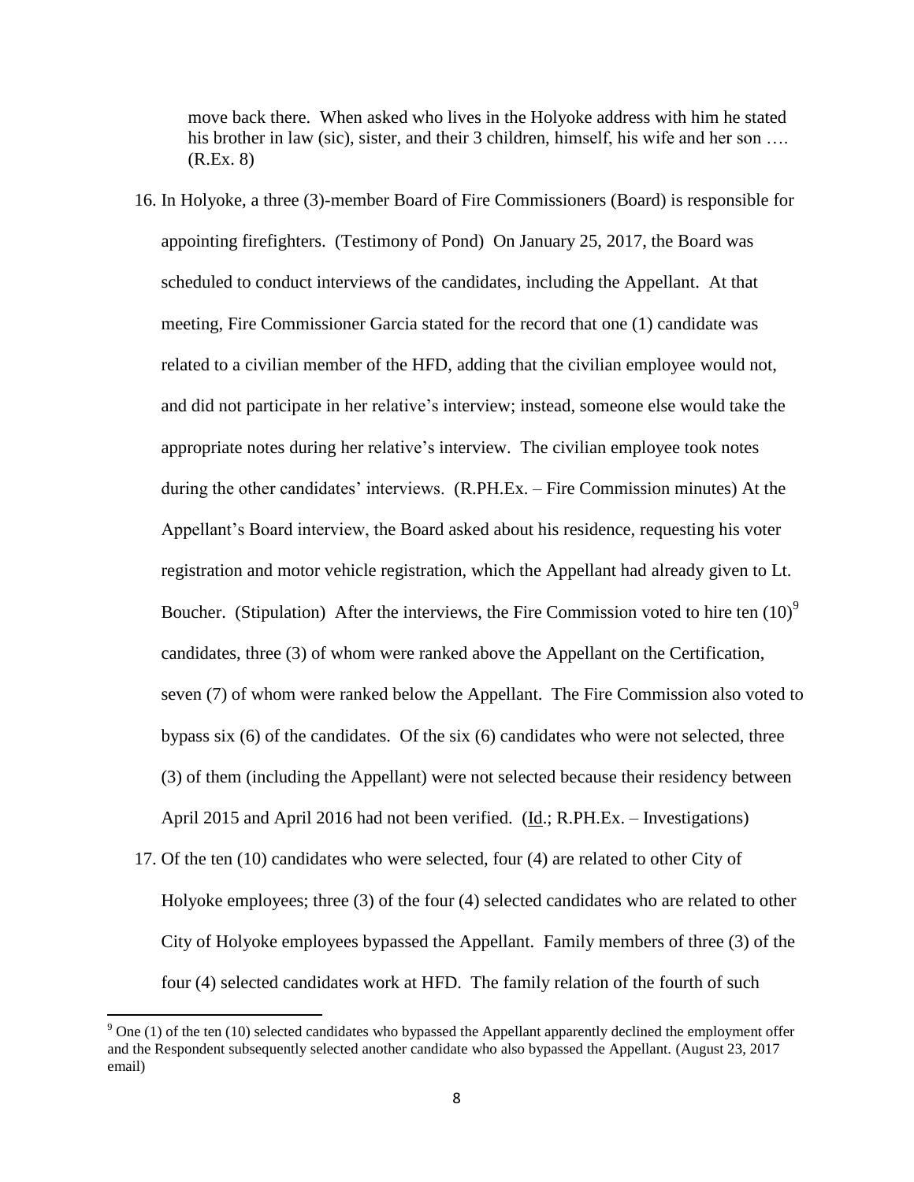move back there. When asked who lives in the Holyoke address with him he stated his brother in law (sic), sister, and their 3 children, himself, his wife and her son …. (R.Ex. 8)

16. In Holyoke, a three (3)-member Board of Fire Commissioners (Board) is responsible for appointing firefighters. (Testimony of Pond) On January 25, 2017, the Board was scheduled to conduct interviews of the candidates, including the Appellant. At that meeting, Fire Commissioner Garcia stated for the record that one (1) candidate was related to a civilian member of the HFD, adding that the civilian employee would not, and did not participate in her relative's interview; instead, someone else would take the appropriate notes during her relative's interview. The civilian employee took notes during the other candidates' interviews. (R.PH.Ex. – Fire Commission minutes) At the Appellant's Board interview, the Board asked about his residence, requesting his voter registration and motor vehicle registration, which the Appellant had already given to Lt. Boucher. (Stipulation) After the interviews, the Fire Commission voted to hire ten (10)[9] candidates, three (3) of whom were ranked above the Appellant on the Certification, seven (7) of whom were ranked below the Appellant. The Fire Commission also voted to bypass six (6) of the candidates. Of the six (6) candidates who were not selected, three (3) of them (including the Appellant) were not selected because their residency between April 2015 and April 2016 had not been verified. (Id.; R.PH.Ex. – Investigations)

17. Of the ten (10) candidates who were selected, four (4) are related to other City of Holyoke employees; three (3) of the four (4) selected candidates who are related to other City of Holyoke employees bypassed the Appellant. Family members of three (3) of the four (4) selected candidates work at HFD. The family relation of the fourth of such

[9] One (1) of the ten (10) selected candidates who bypassed the Appellant apparently declined the employment offer and the Respondent subsequently selected another candidate who also bypassed the Appellant. (August 23, 2017 email)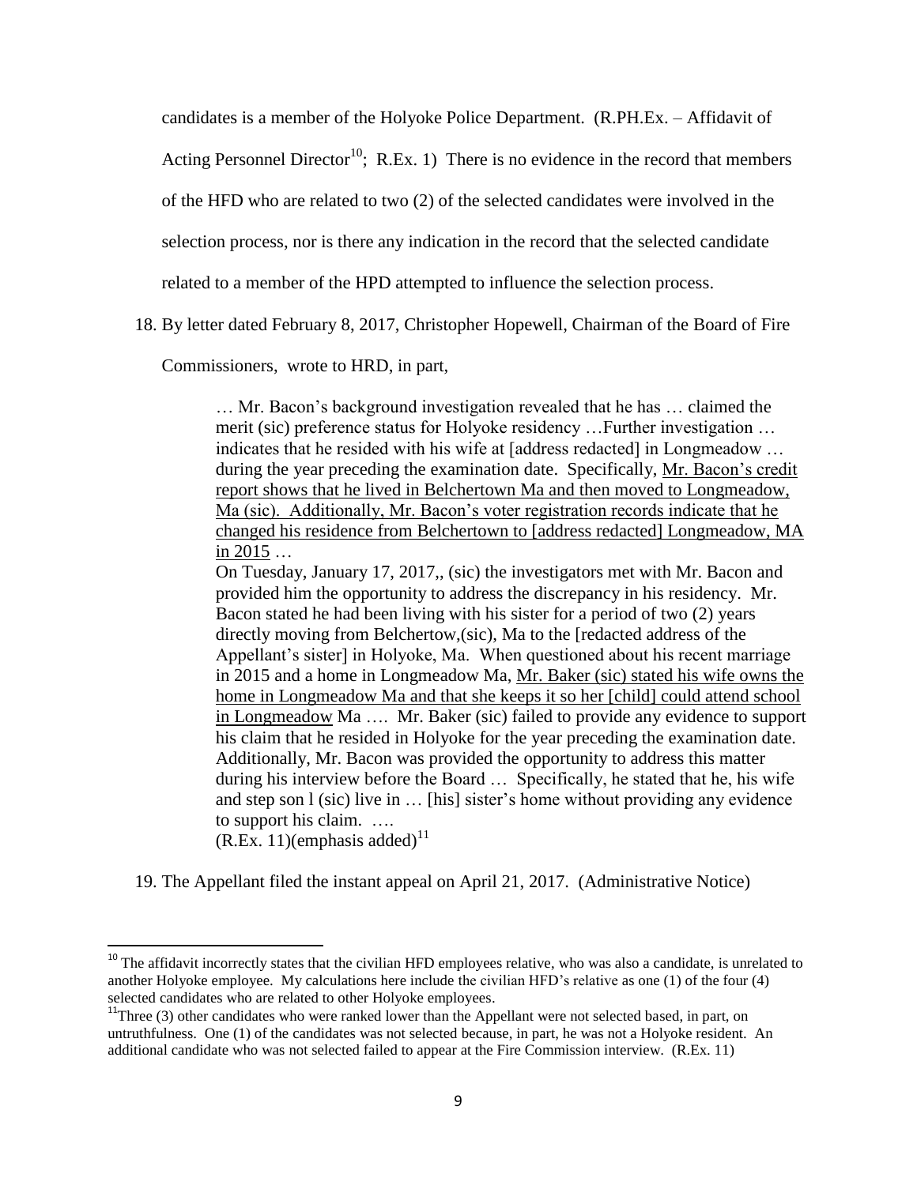candidates is a member of the Holyoke Police Department. (R.PH.Ex. – Affidavit of Acting Personnel Director[10]; R.Ex. 1) There is no evidence in the record that members of the HFD who are related to two (2) of the selected candidates were involved in the selection process, nor is there any indication in the record that the selected candidate related to a member of the HPD attempted to influence the selection process.

18. By letter dated February 8, 2017, Christopher Hopewell, Chairman of the Board of Fire Commissioners, wrote to HRD, in part,

> … Mr. Bacon's background investigation revealed that he has … claimed the merit (sic) preference status for Holyoke residency …Further investigation … indicates that he resided with his wife at [address redacted] in Longmeadow … during the year preceding the examination date. Specifically, <u>Mr. Bacon's credit report shows that he lived in Belchertown Ma and then moved to Longmeadow, Ma (sic). Additionally, Mr. Bacon's voter registration records indicate that he changed his residence from Belchertown to [address redacted] Longmeadow, MA in 2015</u> …
>
> On Tuesday, January 17, 2017,, (sic) the investigators met with Mr. Bacon and provided him the opportunity to address the discrepancy in his residency. Mr. Bacon stated he had been living with his sister for a period of two (2) years directly moving from Belchertow,(sic), Ma to the [redacted address of the Appellant's sister] in Holyoke, Ma. When questioned about his recent marriage in 2015 and a home in Longmeadow Ma, <u>Mr. Baker (sic) stated his wife owns the home in Longmeadow Ma and that she keeps it so her [child] could attend school in Longmeadow</u> Ma …. Mr. Baker (sic) failed to provide any evidence to support his claim that he resided in Holyoke for the year preceding the examination date. Additionally, Mr. Bacon was provided the opportunity to address this matter during his interview before the Board … Specifically, he stated that he, his wife and step son l (sic) live in … [his] sister's home without providing any evidence to support his claim. ….
>
> (R.Ex. 11)(emphasis added)[11]

19. The Appellant filed the instant appeal on April 21, 2017. (Administrative Notice)

---

[10] The affidavit incorrectly states that the civilian HFD employees relative, who was also a candidate, is unrelated to another Holyoke employee. My calculations here include the civilian HFD's relative as one (1) of the four (4) selected candidates who are related to other Holyoke employees.

[11] Three (3) other candidates who were ranked lower than the Appellant were not selected based, in part, on untruthfulness. One (1) of the candidates was not selected because, in part, he was not a Holyoke resident. An additional candidate who was not selected failed to appear at the Fire Commission interview. (R.Ex. 11)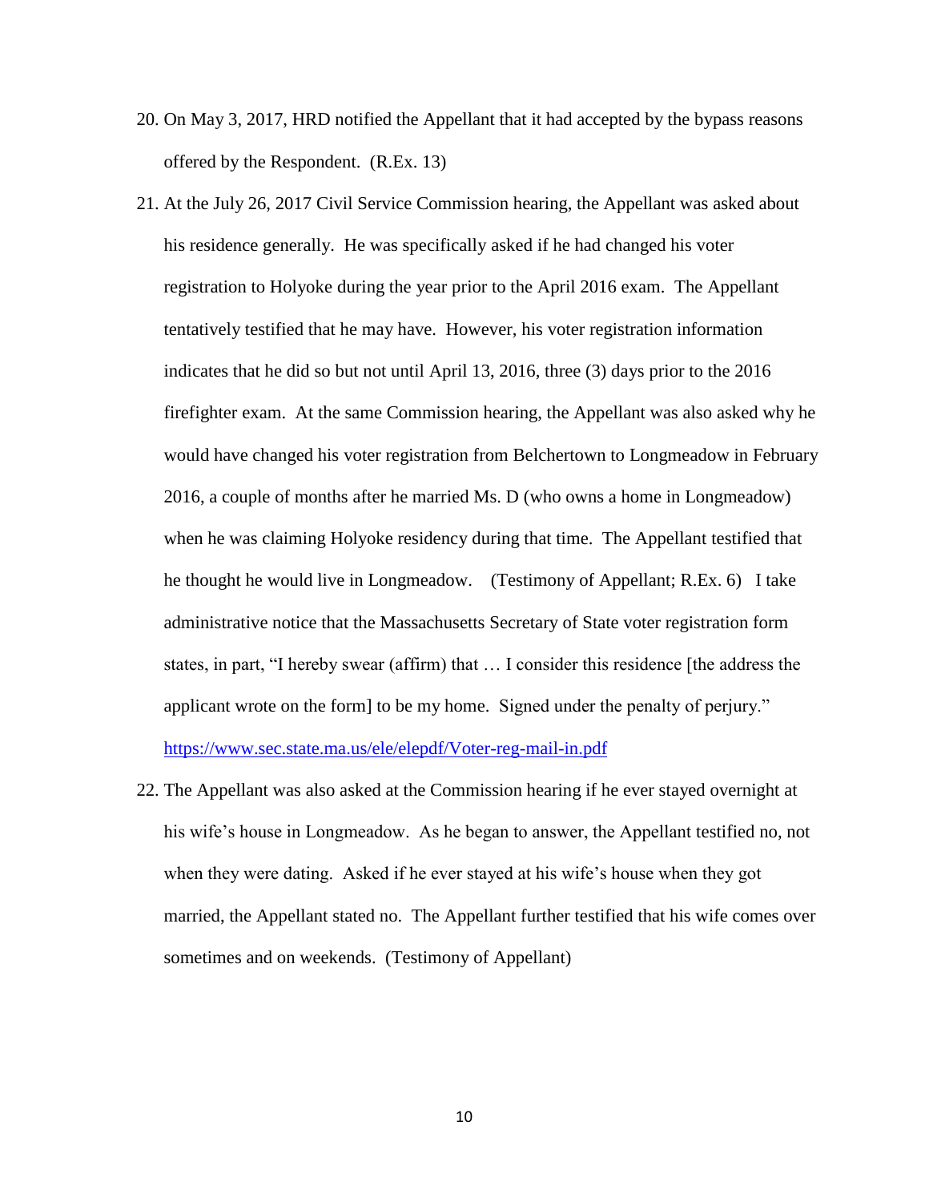20. On May 3, 2017, HRD notified the Appellant that it had accepted by the bypass reasons offered by the Respondent. (R.Ex. 13)

21. At the July 26, 2017 Civil Service Commission hearing, the Appellant was asked about his residence generally. He was specifically asked if he had changed his voter registration to Holyoke during the year prior to the April 2016 exam. The Appellant tentatively testified that he may have. However, his voter registration information indicates that he did so but not until April 13, 2016, three (3) days prior to the 2016 firefighter exam. At the same Commission hearing, the Appellant was also asked why he would have changed his voter registration from Belchertown to Longmeadow in February 2016, a couple of months after he married Ms. D (who owns a home in Longmeadow) when he was claiming Holyoke residency during that time. The Appellant testified that he thought he would live in Longmeadow. (Testimony of Appellant; R.Ex. 6) I take administrative notice that the Massachusetts Secretary of State voter registration form states, in part, "I hereby swear (affirm) that … I consider this residence [the address the applicant wrote on the form] to be my home. Signed under the penalty of perjury." https://www.sec.state.ma.us/ele/elepdf/Voter-reg-mail-in.pdf

22. The Appellant was also asked at the Commission hearing if he ever stayed overnight at his wife's house in Longmeadow. As he began to answer, the Appellant testified no, not when they were dating. Asked if he ever stayed at his wife's house when they got married, the Appellant stated no. The Appellant further testified that his wife comes over sometimes and on weekends. (Testimony of Appellant)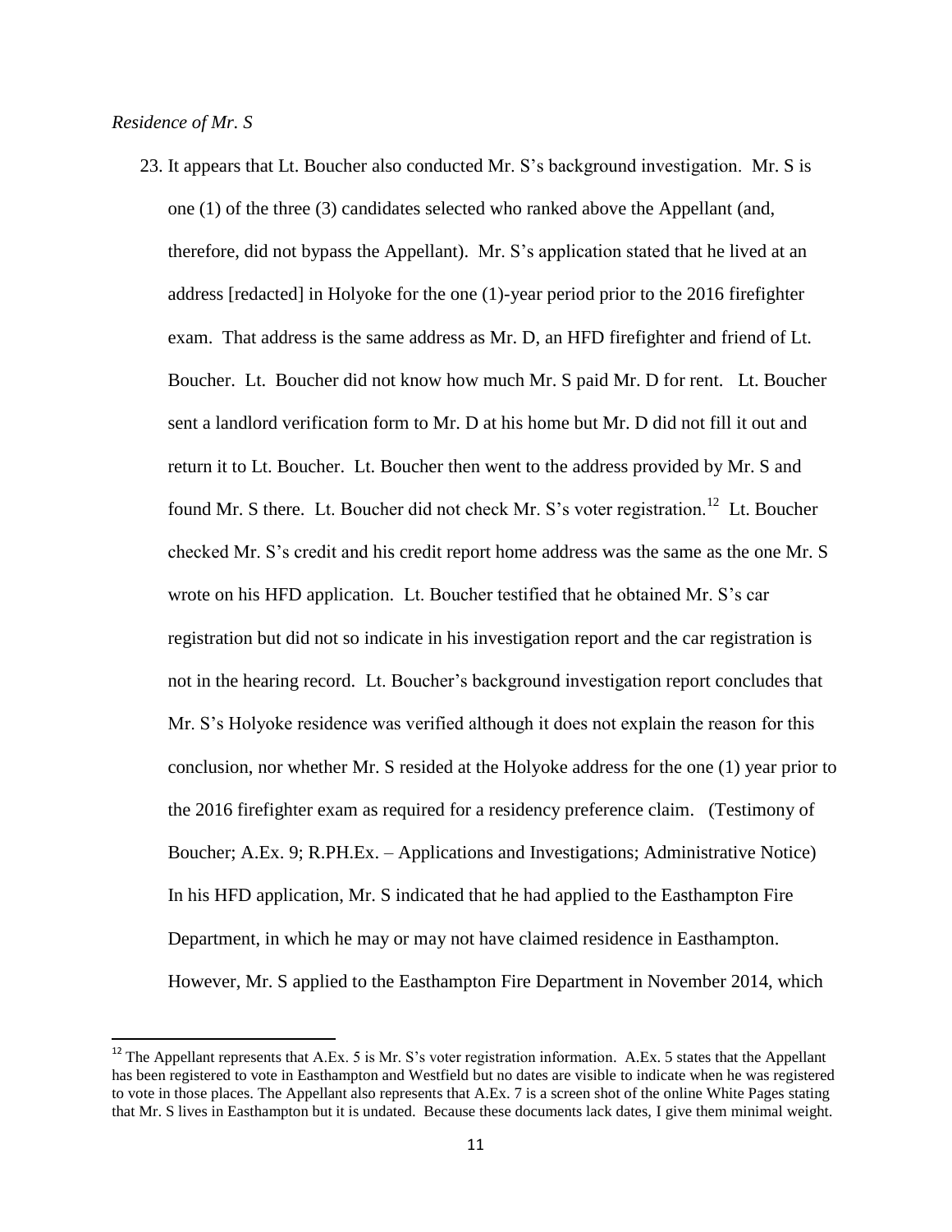*Residence of Mr. S*

23. It appears that Lt. Boucher also conducted Mr. S's background investigation. Mr. S is one (1) of the three (3) candidates selected who ranked above the Appellant (and, therefore, did not bypass the Appellant). Mr. S's application stated that he lived at an address [redacted] in Holyoke for the one (1)-year period prior to the 2016 firefighter exam. That address is the same address as Mr. D, an HFD firefighter and friend of Lt. Boucher. Lt. Boucher did not know how much Mr. S paid Mr. D for rent. Lt. Boucher sent a landlord verification form to Mr. D at his home but Mr. D did not fill it out and return it to Lt. Boucher. Lt. Boucher then went to the address provided by Mr. S and found Mr. S there. Lt. Boucher did not check Mr. S's voter registration.[12] Lt. Boucher checked Mr. S's credit and his credit report home address was the same as the one Mr. S wrote on his HFD application. Lt. Boucher testified that he obtained Mr. S's car registration but did not so indicate in his investigation report and the car registration is not in the hearing record. Lt. Boucher's background investigation report concludes that Mr. S's Holyoke residence was verified although it does not explain the reason for this conclusion, nor whether Mr. S resided at the Holyoke address for the one (1) year prior to the 2016 firefighter exam as required for a residency preference claim. (Testimony of Boucher; A.Ex. 9; R.PH.Ex. – Applications and Investigations; Administrative Notice) In his HFD application, Mr. S indicated that he had applied to the Easthampton Fire Department, in which he may or may not have claimed residence in Easthampton. However, Mr. S applied to the Easthampton Fire Department in November 2014, which

[12] The Appellant represents that A.Ex. 5 is Mr. S's voter registration information. A.Ex. 5 states that the Appellant has been registered to vote in Easthampton and Westfield but no dates are visible to indicate when he was registered to vote in those places. The Appellant also represents that A.Ex. 7 is a screen shot of the online White Pages stating that Mr. S lives in Easthampton but it is undated. Because these documents lack dates, I give them minimal weight.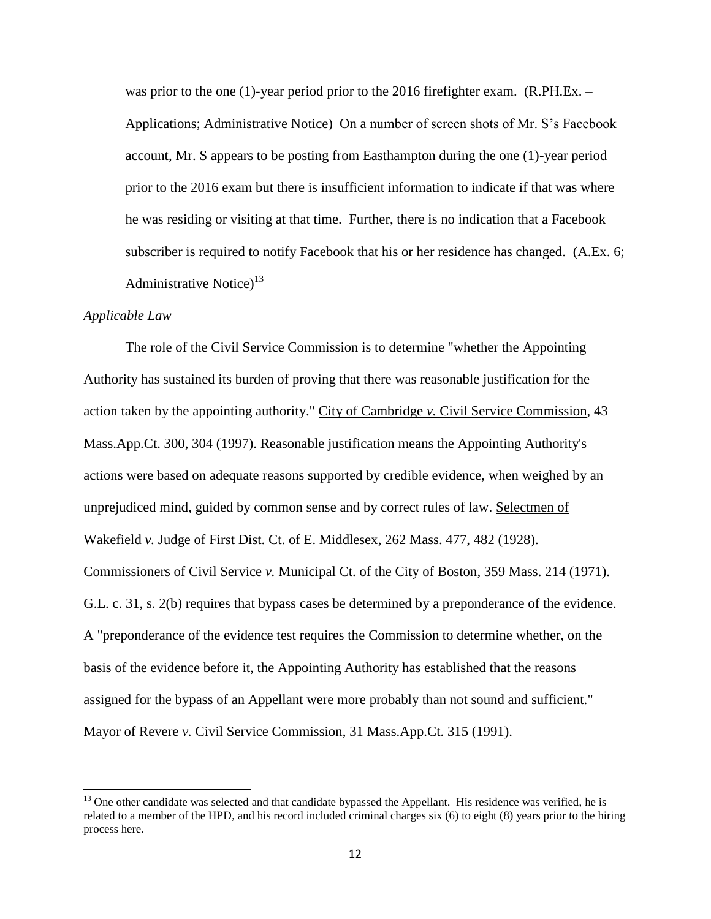was prior to the one (1)-year period prior to the 2016 firefighter exam. (R.PH.Ex. – Applications; Administrative Notice) On a number of screen shots of Mr. S's Facebook account, Mr. S appears to be posting from Easthampton during the one (1)-year period prior to the 2016 exam but there is insufficient information to indicate if that was where he was residing or visiting at that time. Further, there is no indication that a Facebook subscriber is required to notify Facebook that his or her residence has changed. (A.Ex. 6; Administrative Notice)[13]

*Applicable Law*

The role of the Civil Service Commission is to determine "whether the Appointing Authority has sustained its burden of proving that there was reasonable justification for the action taken by the appointing authority." City of Cambridge *v.* Civil Service Commission, 43 Mass.App.Ct. 300, 304 (1997). Reasonable justification means the Appointing Authority's actions were based on adequate reasons supported by credible evidence, when weighed by an unprejudiced mind, guided by common sense and by correct rules of law. Selectmen of Wakefield *v.* Judge of First Dist. Ct. of E. Middlesex, 262 Mass. 477, 482 (1928). Commissioners of Civil Service *v.* Municipal Ct. of the City of Boston, 359 Mass. 214 (1971). G.L. c. 31, s. 2(b) requires that bypass cases be determined by a preponderance of the evidence. A "preponderance of the evidence test requires the Commission to determine whether, on the basis of the evidence before it, the Appointing Authority has established that the reasons assigned for the bypass of an Appellant were more probably than not sound and sufficient." Mayor of Revere *v.* Civil Service Commission, 31 Mass.App.Ct. 315 (1991).

[13] One other candidate was selected and that candidate bypassed the Appellant. His residence was verified, he is related to a member of the HPD, and his record included criminal charges six (6) to eight (8) years prior to the hiring process here.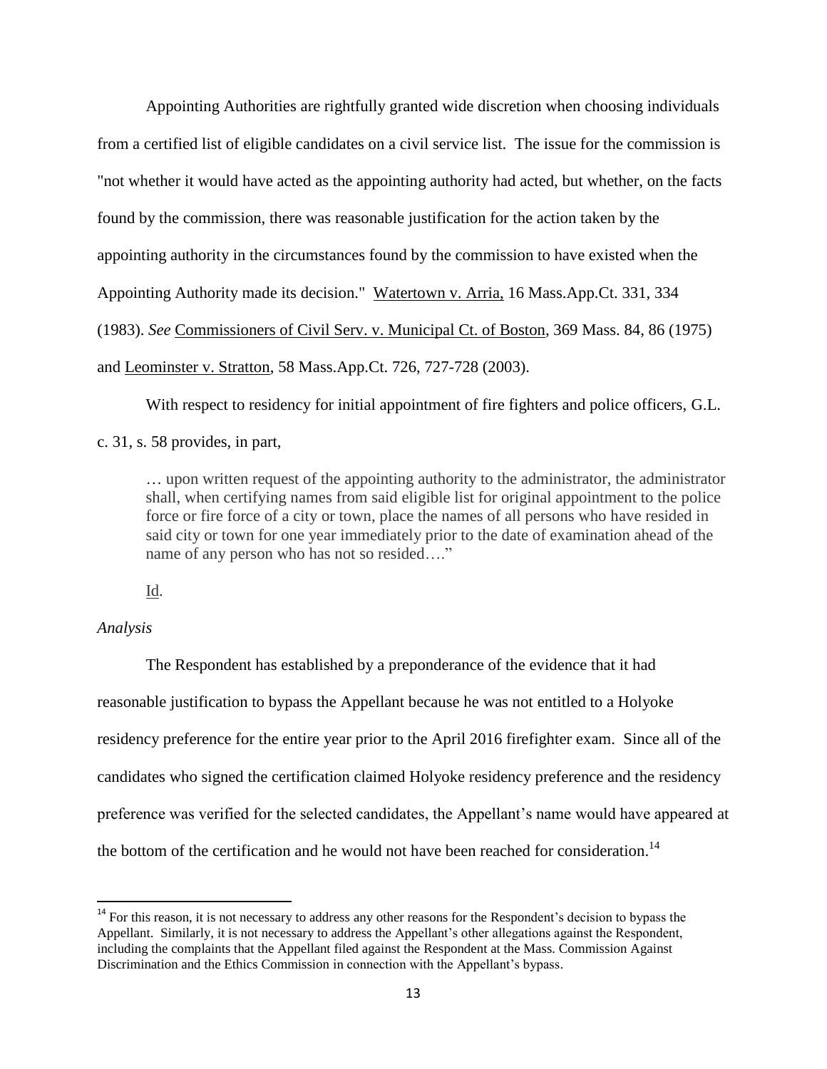Appointing Authorities are rightfully granted wide discretion when choosing individuals from a certified list of eligible candidates on a civil service list. The issue for the commission is "not whether it would have acted as the appointing authority had acted, but whether, on the facts found by the commission, there was reasonable justification for the action taken by the appointing authority in the circumstances found by the commission to have existed when the Appointing Authority made its decision." Watertown v. Arria, 16 Mass.App.Ct. 331, 334 (1983). *See* Commissioners of Civil Serv. v. Municipal Ct. of Boston, 369 Mass. 84, 86 (1975) and Leominster v. Stratton, 58 Mass.App.Ct. 726, 727-728 (2003).

With respect to residency for initial appointment of fire fighters and police officers, G.L. c. 31, s. 58 provides, in part,

> … upon written request of the appointing authority to the administrator, the administrator shall, when certifying names from said eligible list for original appointment to the police force or fire force of a city or town, place the names of all persons who have resided in said city or town for one year immediately prior to the date of examination ahead of the name of any person who has not so resided…."

Id.

*Analysis*

The Respondent has established by a preponderance of the evidence that it had reasonable justification to bypass the Appellant because he was not entitled to a Holyoke residency preference for the entire year prior to the April 2016 firefighter exam. Since all of the candidates who signed the certification claimed Holyoke residency preference and the residency preference was verified for the selected candidates, the Appellant's name would have appeared at the bottom of the certification and he would not have been reached for consideration.[14]

---

[14] For this reason, it is not necessary to address any other reasons for the Respondent's decision to bypass the Appellant. Similarly, it is not necessary to address the Appellant's other allegations against the Respondent, including the complaints that the Appellant filed against the Respondent at the Mass. Commission Against Discrimination and the Ethics Commission in connection with the Appellant's bypass.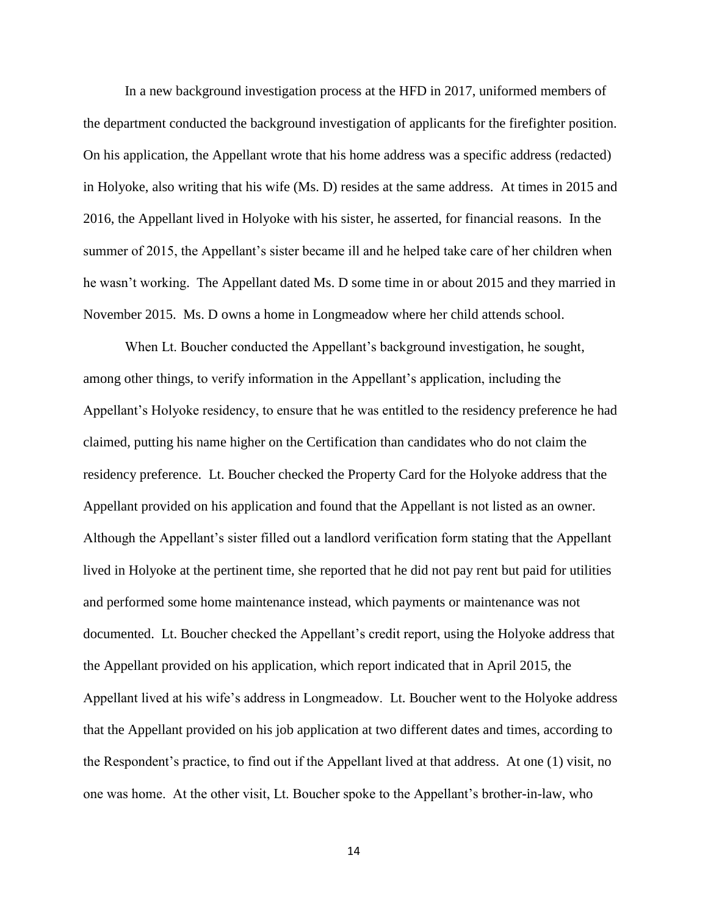In a new background investigation process at the HFD in 2017, uniformed members of the department conducted the background investigation of applicants for the firefighter position. On his application, the Appellant wrote that his home address was a specific address (redacted) in Holyoke, also writing that his wife (Ms. D) resides at the same address. At times in 2015 and 2016, the Appellant lived in Holyoke with his sister, he asserted, for financial reasons. In the summer of 2015, the Appellant's sister became ill and he helped take care of her children when he wasn't working. The Appellant dated Ms. D some time in or about 2015 and they married in November 2015. Ms. D owns a home in Longmeadow where her child attends school.

When Lt. Boucher conducted the Appellant's background investigation, he sought, among other things, to verify information in the Appellant's application, including the Appellant's Holyoke residency, to ensure that he was entitled to the residency preference he had claimed, putting his name higher on the Certification than candidates who do not claim the residency preference. Lt. Boucher checked the Property Card for the Holyoke address that the Appellant provided on his application and found that the Appellant is not listed as an owner. Although the Appellant's sister filled out a landlord verification form stating that the Appellant lived in Holyoke at the pertinent time, she reported that he did not pay rent but paid for utilities and performed some home maintenance instead, which payments or maintenance was not documented. Lt. Boucher checked the Appellant's credit report, using the Holyoke address that the Appellant provided on his application, which report indicated that in April 2015, the Appellant lived at his wife's address in Longmeadow. Lt. Boucher went to the Holyoke address that the Appellant provided on his job application at two different dates and times, according to the Respondent's practice, to find out if the Appellant lived at that address. At one (1) visit, no one was home. At the other visit, Lt. Boucher spoke to the Appellant's brother-in-law, who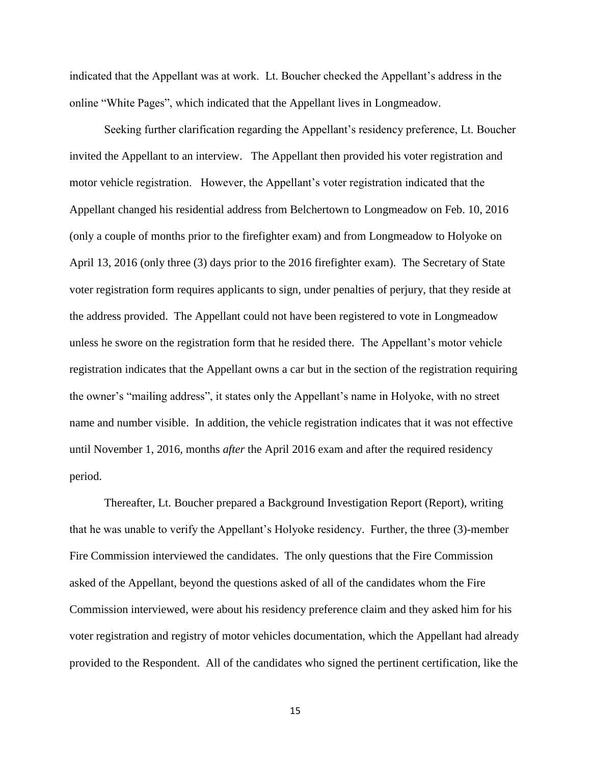indicated that the Appellant was at work. Lt. Boucher checked the Appellant's address in the online "White Pages", which indicated that the Appellant lives in Longmeadow.

Seeking further clarification regarding the Appellant's residency preference, Lt. Boucher invited the Appellant to an interview. The Appellant then provided his voter registration and motor vehicle registration. However, the Appellant's voter registration indicated that the Appellant changed his residential address from Belchertown to Longmeadow on Feb. 10, 2016 (only a couple of months prior to the firefighter exam) and from Longmeadow to Holyoke on April 13, 2016 (only three (3) days prior to the 2016 firefighter exam). The Secretary of State voter registration form requires applicants to sign, under penalties of perjury, that they reside at the address provided. The Appellant could not have been registered to vote in Longmeadow unless he swore on the registration form that he resided there. The Appellant's motor vehicle registration indicates that the Appellant owns a car but in the section of the registration requiring the owner's "mailing address", it states only the Appellant's name in Holyoke, with no street name and number visible. In addition, the vehicle registration indicates that it was not effective until November 1, 2016, months *after* the April 2016 exam and after the required residency period.

Thereafter, Lt. Boucher prepared a Background Investigation Report (Report), writing that he was unable to verify the Appellant's Holyoke residency. Further, the three (3)-member Fire Commission interviewed the candidates. The only questions that the Fire Commission asked of the Appellant, beyond the questions asked of all of the candidates whom the Fire Commission interviewed, were about his residency preference claim and they asked him for his voter registration and registry of motor vehicles documentation, which the Appellant had already provided to the Respondent. All of the candidates who signed the pertinent certification, like the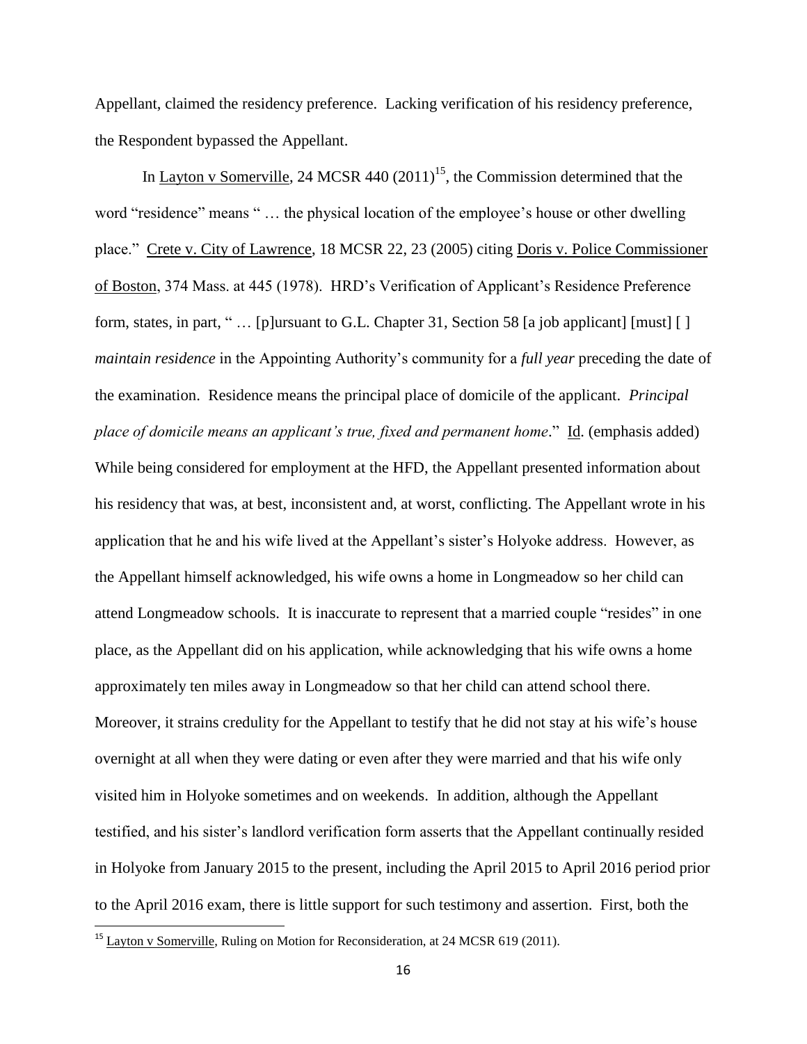Appellant, claimed the residency preference. Lacking verification of his residency preference, the Respondent bypassed the Appellant.

In Layton v Somerville, 24 MCSR 440 (2011)[15], the Commission determined that the word "residence" means " … the physical location of the employee's house or other dwelling place." Crete v. City of Lawrence, 18 MCSR 22, 23 (2005) citing Doris v. Police Commissioner of Boston, 374 Mass. at 445 (1978). HRD's Verification of Applicant's Residence Preference form, states, in part, " … [p]ursuant to G.L. Chapter 31, Section 58 [a job applicant] [must] [ ] *maintain residence* in the Appointing Authority's community for a *full year* preceding the date of the examination. Residence means the principal place of domicile of the applicant. *Principal place of domicile means an applicant's true, fixed and permanent home*." Id. (emphasis added) While being considered for employment at the HFD, the Appellant presented information about his residency that was, at best, inconsistent and, at worst, conflicting. The Appellant wrote in his application that he and his wife lived at the Appellant's sister's Holyoke address. However, as the Appellant himself acknowledged, his wife owns a home in Longmeadow so her child can attend Longmeadow schools. It is inaccurate to represent that a married couple "resides" in one place, as the Appellant did on his application, while acknowledging that his wife owns a home approximately ten miles away in Longmeadow so that her child can attend school there. Moreover, it strains credulity for the Appellant to testify that he did not stay at his wife's house overnight at all when they were dating or even after they were married and that his wife only visited him in Holyoke sometimes and on weekends. In addition, although the Appellant testified, and his sister's landlord verification form asserts that the Appellant continually resided in Holyoke from January 2015 to the present, including the April 2015 to April 2016 period prior to the April 2016 exam, there is little support for such testimony and assertion. First, both the

[15] Layton v Somerville, Ruling on Motion for Reconsideration, at 24 MCSR 619 (2011).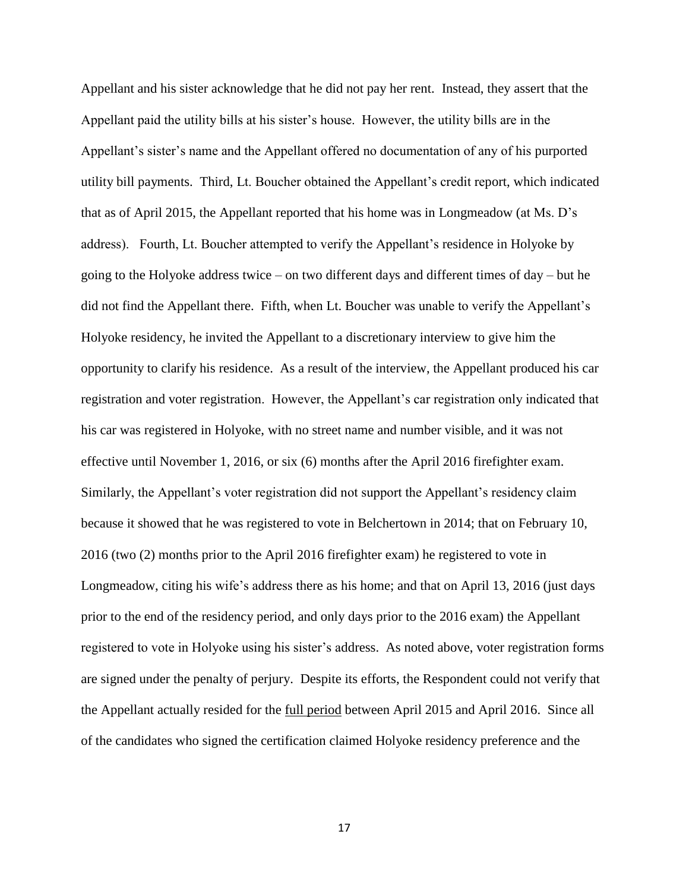Appellant and his sister acknowledge that he did not pay her rent. Instead, they assert that the Appellant paid the utility bills at his sister's house. However, the utility bills are in the Appellant's sister's name and the Appellant offered no documentation of any of his purported utility bill payments. Third, Lt. Boucher obtained the Appellant's credit report, which indicated that as of April 2015, the Appellant reported that his home was in Longmeadow (at Ms. D's address). Fourth, Lt. Boucher attempted to verify the Appellant's residence in Holyoke by going to the Holyoke address twice – on two different days and different times of day – but he did not find the Appellant there. Fifth, when Lt. Boucher was unable to verify the Appellant's Holyoke residency, he invited the Appellant to a discretionary interview to give him the opportunity to clarify his residence. As a result of the interview, the Appellant produced his car registration and voter registration. However, the Appellant's car registration only indicated that his car was registered in Holyoke, with no street name and number visible, and it was not effective until November 1, 2016, or six (6) months after the April 2016 firefighter exam. Similarly, the Appellant's voter registration did not support the Appellant's residency claim because it showed that he was registered to vote in Belchertown in 2014; that on February 10, 2016 (two (2) months prior to the April 2016 firefighter exam) he registered to vote in Longmeadow, citing his wife's address there as his home; and that on April 13, 2016 (just days prior to the end of the residency period, and only days prior to the 2016 exam) the Appellant registered to vote in Holyoke using his sister's address. As noted above, voter registration forms are signed under the penalty of perjury. Despite its efforts, the Respondent could not verify that the Appellant actually resided for the <u>full period</u> between April 2015 and April 2016. Since all of the candidates who signed the certification claimed Holyoke residency preference and the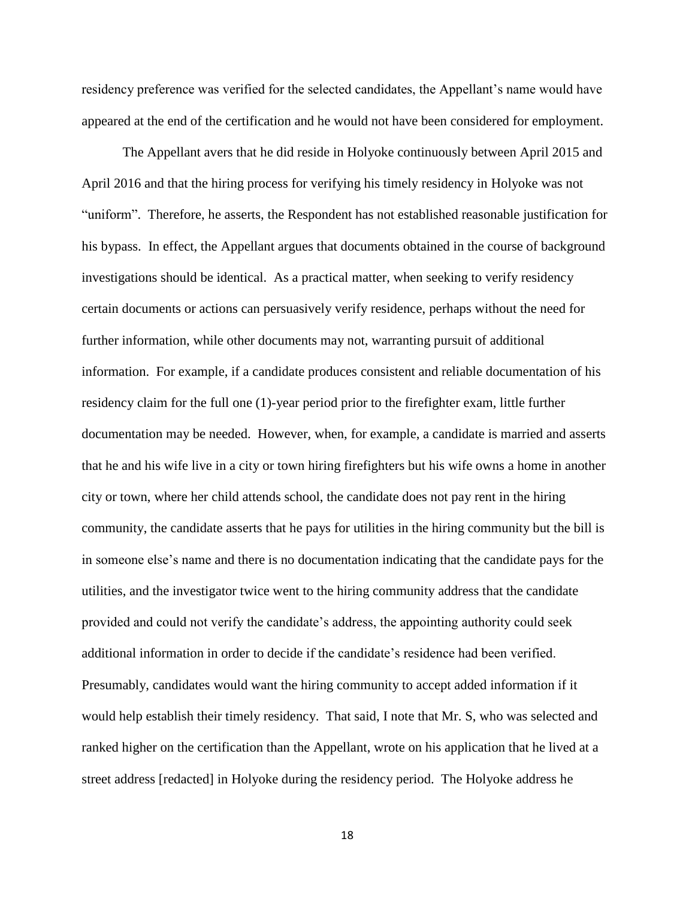residency preference was verified for the selected candidates, the Appellant's name would have appeared at the end of the certification and he would not have been considered for employment.

The Appellant avers that he did reside in Holyoke continuously between April 2015 and April 2016 and that the hiring process for verifying his timely residency in Holyoke was not "uniform". Therefore, he asserts, the Respondent has not established reasonable justification for his bypass. In effect, the Appellant argues that documents obtained in the course of background investigations should be identical. As a practical matter, when seeking to verify residency certain documents or actions can persuasively verify residence, perhaps without the need for further information, while other documents may not, warranting pursuit of additional information. For example, if a candidate produces consistent and reliable documentation of his residency claim for the full one (1)-year period prior to the firefighter exam, little further documentation may be needed. However, when, for example, a candidate is married and asserts that he and his wife live in a city or town hiring firefighters but his wife owns a home in another city or town, where her child attends school, the candidate does not pay rent in the hiring community, the candidate asserts that he pays for utilities in the hiring community but the bill is in someone else's name and there is no documentation indicating that the candidate pays for the utilities, and the investigator twice went to the hiring community address that the candidate provided and could not verify the candidate's address, the appointing authority could seek additional information in order to decide if the candidate's residence had been verified. Presumably, candidates would want the hiring community to accept added information if it would help establish their timely residency. That said, I note that Mr. S, who was selected and ranked higher on the certification than the Appellant, wrote on his application that he lived at a street address [redacted] in Holyoke during the residency period. The Holyoke address he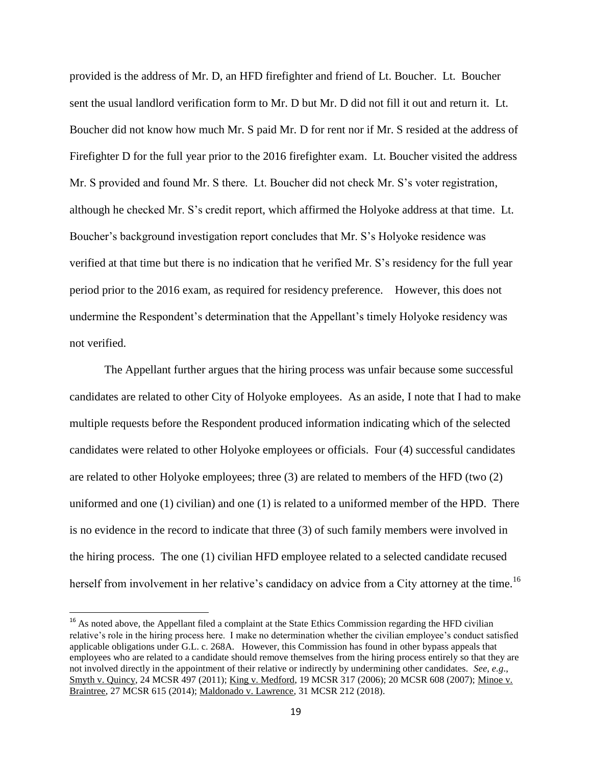provided is the address of Mr. D, an HFD firefighter and friend of Lt. Boucher. Lt. Boucher sent the usual landlord verification form to Mr. D but Mr. D did not fill it out and return it. Lt. Boucher did not know how much Mr. S paid Mr. D for rent nor if Mr. S resided at the address of Firefighter D for the full year prior to the 2016 firefighter exam. Lt. Boucher visited the address Mr. S provided and found Mr. S there. Lt. Boucher did not check Mr. S's voter registration, although he checked Mr. S's credit report, which affirmed the Holyoke address at that time. Lt. Boucher's background investigation report concludes that Mr. S's Holyoke residence was verified at that time but there is no indication that he verified Mr. S's residency for the full year period prior to the 2016 exam, as required for residency preference. However, this does not undermine the Respondent's determination that the Appellant's timely Holyoke residency was not verified.

The Appellant further argues that the hiring process was unfair because some successful candidates are related to other City of Holyoke employees. As an aside, I note that I had to make multiple requests before the Respondent produced information indicating which of the selected candidates were related to other Holyoke employees or officials. Four (4) successful candidates are related to other Holyoke employees; three (3) are related to members of the HFD (two (2) uniformed and one (1) civilian) and one (1) is related to a uniformed member of the HPD. There is no evidence in the record to indicate that three (3) of such family members were involved in the hiring process. The one (1) civilian HFD employee related to a selected candidate recused herself from involvement in her relative's candidacy on advice from a City attorney at the time.[16]

---

[16] As noted above, the Appellant filed a complaint at the State Ethics Commission regarding the HFD civilian relative's role in the hiring process here. I make no determination whether the civilian employee's conduct satisfied applicable obligations under G.L. c. 268A. However, this Commission has found in other bypass appeals that employees who are related to a candidate should remove themselves from the hiring process entirely so that they are not involved directly in the appointment of their relative or indirectly by undermining other candidates. *See, e.g.*, Smyth v. Quincy, 24 MCSR 497 (2011); King v. Medford, 19 MCSR 317 (2006); 20 MCSR 608 (2007); Minoe v. Braintree, 27 MCSR 615 (2014); Maldonado v. Lawrence, 31 MCSR 212 (2018).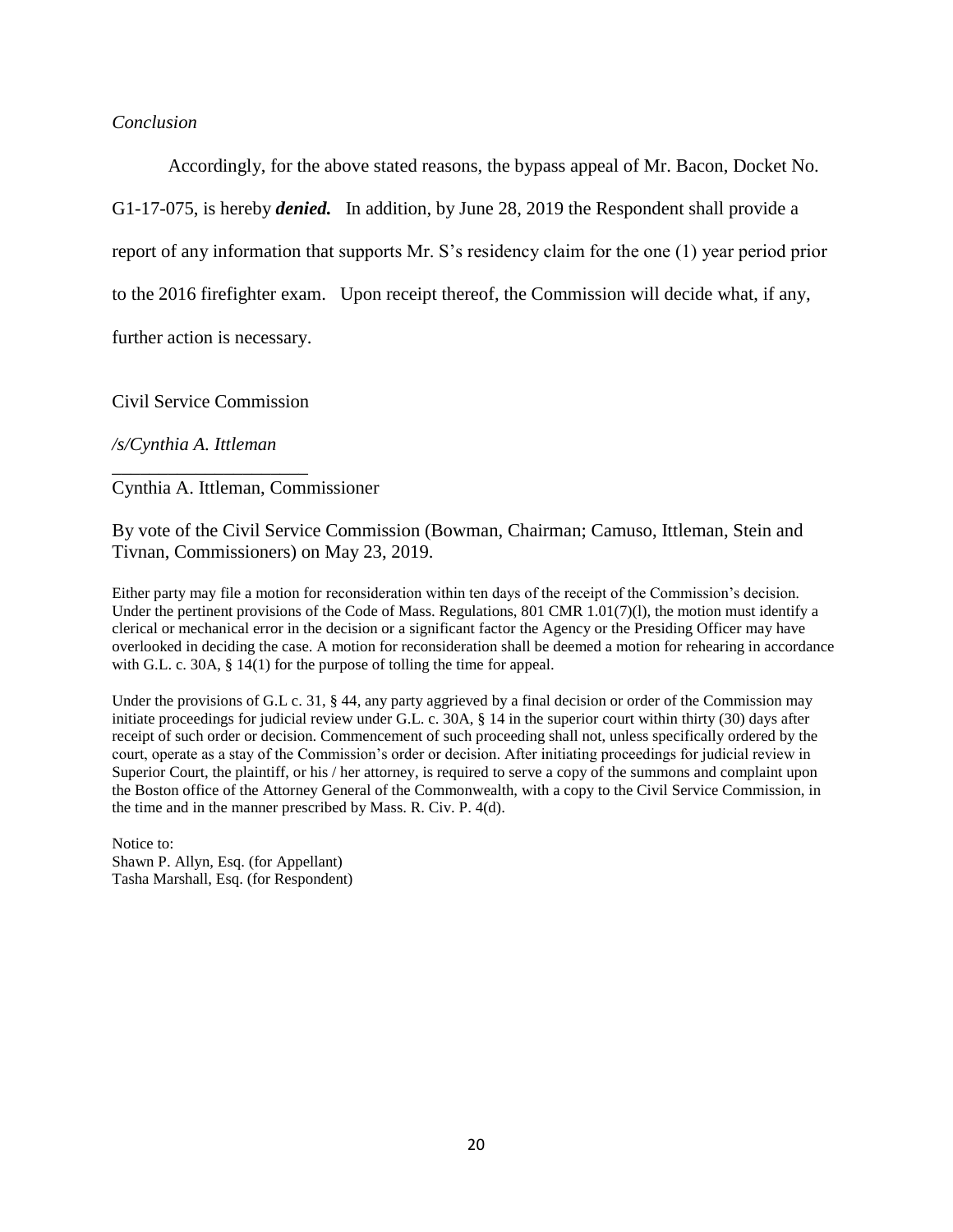*Conclusion*

Accordingly, for the above stated reasons, the bypass appeal of Mr. Bacon, Docket No. G1-17-075, is hereby ***denied.*** In addition, by June 28, 2019 the Respondent shall provide a report of any information that supports Mr. S's residency claim for the one (1) year period prior to the 2016 firefighter exam. Upon receipt thereof, the Commission will decide what, if any, further action is necessary.

Civil Service Commission

*/s/Cynthia A. Ittleman*

Cynthia A. Ittleman, Commissioner

By vote of the Civil Service Commission (Bowman, Chairman; Camuso, Ittleman, Stein and Tivnan, Commissioners) on May 23, 2019.

Either party may file a motion for reconsideration within ten days of the receipt of the Commission's decision. Under the pertinent provisions of the Code of Mass. Regulations, 801 CMR 1.01(7)(l), the motion must identify a clerical or mechanical error in the decision or a significant factor the Agency or the Presiding Officer may have overlooked in deciding the case. A motion for reconsideration shall be deemed a motion for rehearing in accordance with G.L. c. 30A, § 14(1) for the purpose of tolling the time for appeal.

Under the provisions of G.L c. 31, § 44, any party aggrieved by a final decision or order of the Commission may initiate proceedings for judicial review under G.L. c. 30A, § 14 in the superior court within thirty (30) days after receipt of such order or decision. Commencement of such proceeding shall not, unless specifically ordered by the court, operate as a stay of the Commission's order or decision. After initiating proceedings for judicial review in Superior Court, the plaintiff, or his / her attorney, is required to serve a copy of the summons and complaint upon the Boston office of the Attorney General of the Commonwealth, with a copy to the Civil Service Commission, in the time and in the manner prescribed by Mass. R. Civ. P. 4(d).

Notice to:
Shawn P. Allyn, Esq. (for Appellant)
Tasha Marshall, Esq. (for Respondent)